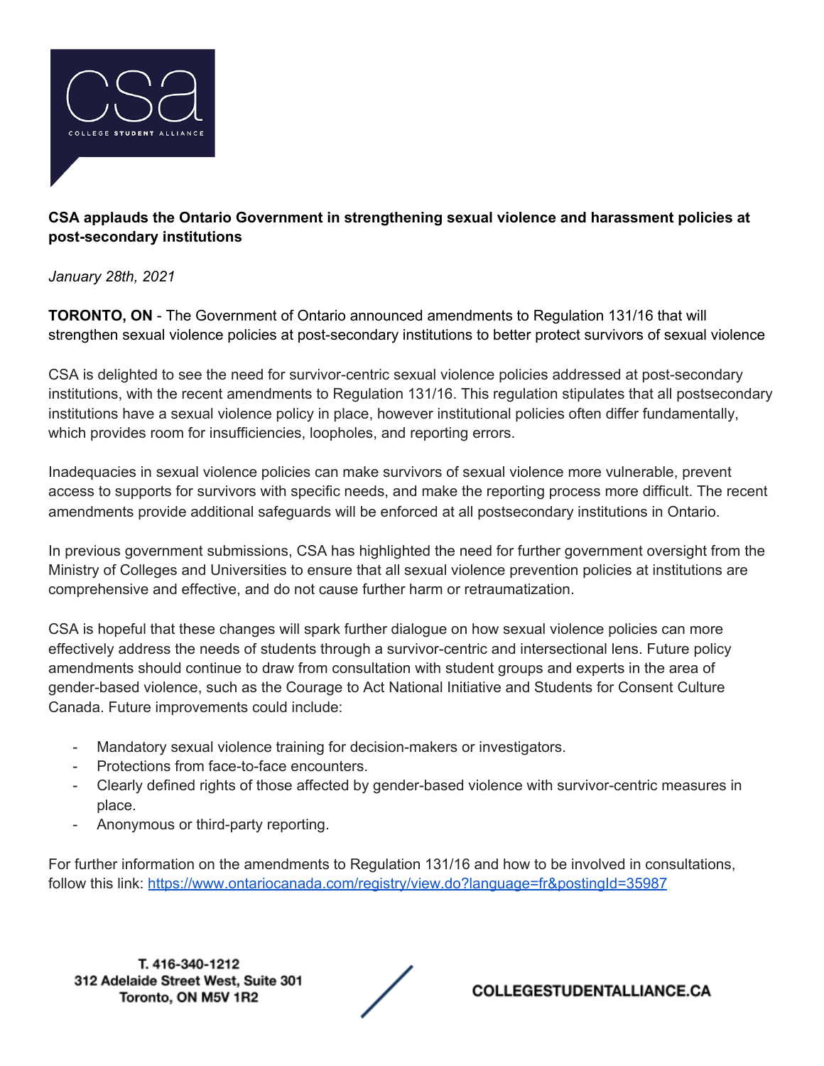csa

COLLEGE STUDENT ALLIANCE

**CSA applauds the Ontario Government in strengthening sexual violence and harassment policies at post-secondary institutions**

*January 28th, 2021*

**TORONTO, ON** - The Government of Ontario announced amendments to Regulation 131/16 that will strengthen sexual violence policies at post-secondary institutions to better protect survivors of sexual violence

CSA is delighted to see the need for survivor-centric sexual violence policies addressed at post-secondary institutions, with the recent amendments to Regulation 131/16. This regulation stipulates that all postsecondary institutions have a sexual violence policy in place, however institutional policies often differ fundamentally, which provides room for insufficiencies, loopholes, and reporting errors.

Inadequacies in sexual violence policies can make survivors of sexual violence more vulnerable, prevent access to supports for survivors with specific needs, and make the reporting process more difficult. The recent amendments provide additional safeguards will be enforced at all postsecondary institutions in Ontario.

In previous government submissions, CSA has highlighted the need for further government oversight from the Ministry of Colleges and Universities to ensure that all sexual violence prevention policies at institutions are comprehensive and effective, and do not cause further harm or retraumatization.

CSA is hopeful that these changes will spark further dialogue on how sexual violence policies can more effectively address the needs of students through a survivor-centric and intersectional lens. Future policy amendments should continue to draw from consultation with student groups and experts in the area of gender-based violence, such as the Courage to Act National Initiative and Students for Consent Culture Canada. Future improvements could include:

- Mandatory sexual violence training for decision-makers or investigators.
- Protections from face-to-face encounters.
- Clearly defined rights of those affected by gender-based violence with survivor-centric measures in place.
- Anonymous or third-party reporting.

For further information on the amendments to Regulation 131/16 and how to be involved in consultations, follow this link: https://www.ontariocanada.com/registry/view.do?language=fr&postingId=35987

T. 416-340-1212
312 Adelaide Street West, Suite 301
Toronto, ON M5V 1R2

COLLEGESTUDENTALLIANCE.CA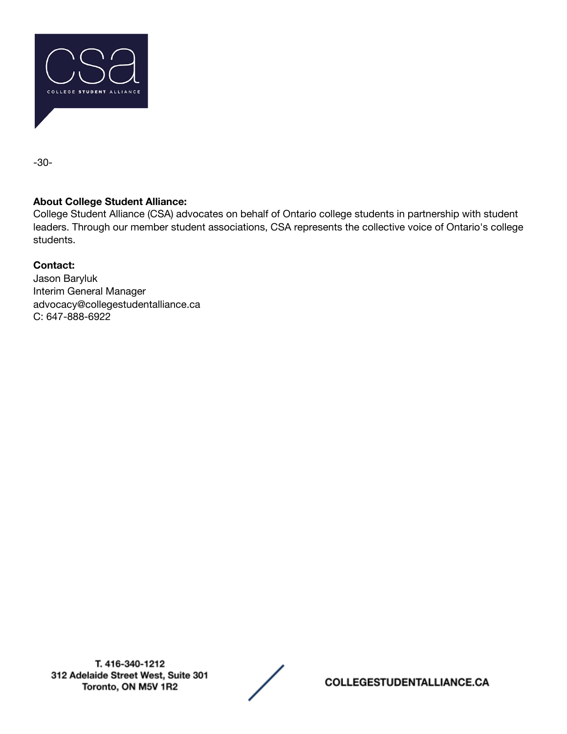-30-

**About College Student Alliance:**
College Student Alliance (CSA) advocates on behalf of Ontario college students in partnership with student leaders. Through our member student associations, CSA represents the collective voice of Ontario's college students.

**Contact:**
Jason Baryluk
Interim General Manager
advocacy@collegestudentalliance.ca
C: 647-888-6922